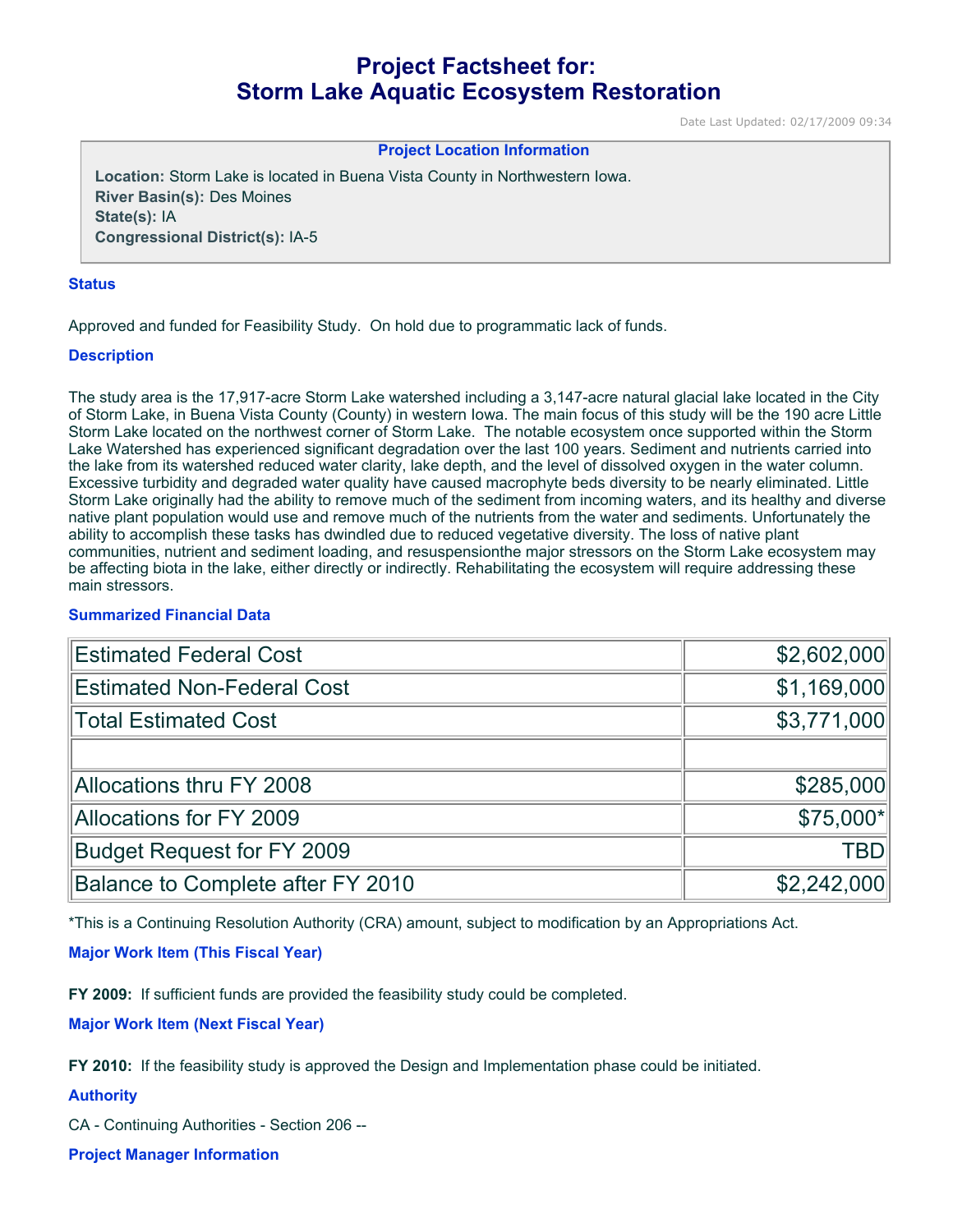# Project Factsheet for: Storm Lake Aquatic Ecosystem Restoration

Date Last Updated: 02/17/2009 09:34

**Project Location Information**

**Location:** Storm Lake is located in Buena Vista County in Northwestern Iowa.
**River Basin(s):** Des Moines
**State(s):** IA
**Congressional District(s):** IA-5

### Status

Approved and funded for Feasibility Study. On hold due to programmatic lack of funds.

### Description

The study area is the 17,917-acre Storm Lake watershed including a 3,147-acre natural glacial lake located in the City of Storm Lake, in Buena Vista County (County) in western Iowa. The main focus of this study will be the 190 acre Little Storm Lake located on the northwest corner of Storm Lake. The notable ecosystem once supported within the Storm Lake Watershed has experienced significant degradation over the last 100 years. Sediment and nutrients carried into the lake from its watershed reduced water clarity, lake depth, and the level of dissolved oxygen in the water column. Excessive turbidity and degraded water quality have caused macrophyte beds diversity to be nearly eliminated. Little Storm Lake originally had the ability to remove much of the sediment from incoming waters, and its healthy and diverse native plant population would use and remove much of the nutrients from the water and sediments. Unfortunately the ability to accomplish these tasks has dwindled due to reduced vegetative diversity. The loss of native plant communities, nutrient and sediment loading, and resuspensionthe major stressors on the Storm Lake ecosystem may be affecting biota in the lake, either directly or indirectly. Rehabilitating the ecosystem will require addressing these main stressors.

### Summarized Financial Data

| | |
|---|---:|
| Estimated Federal Cost | $2,602,000 |
| Estimated Non-Federal Cost | $1,169,000 |
| Total Estimated Cost | $3,771,000 |
| | |
| Allocations thru FY 2008 | $285,000 |
| Allocations for FY 2009 | $75,000* |
| Budget Request for FY 2009 | TBD |
| Balance to Complete after FY 2010 | $2,242,000 |

*This is a Continuing Resolution Authority (CRA) amount, subject to modification by an Appropriations Act.

### Major Work Item (This Fiscal Year)

**FY 2009:** If sufficient funds are provided the feasibility study could be completed.

### Major Work Item (Next Fiscal Year)

**FY 2010:** If the feasibility study is approved the Design and Implementation phase could be initiated.

### Authority

CA - Continuing Authorities - Section 206 --

### Project Manager Information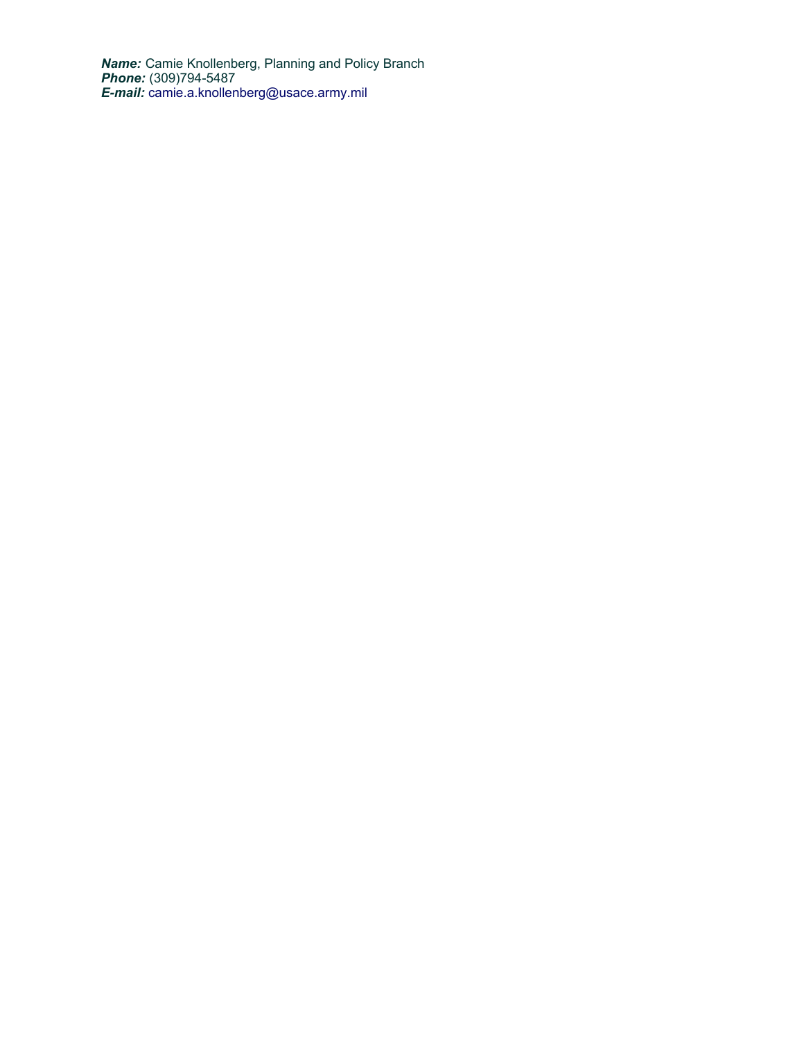***Name:*** Camie Knollenberg, Planning and Policy Branch
***Phone:*** (309)794-5487
***E-mail:*** camie.a.knollenberg@usace.army.mil